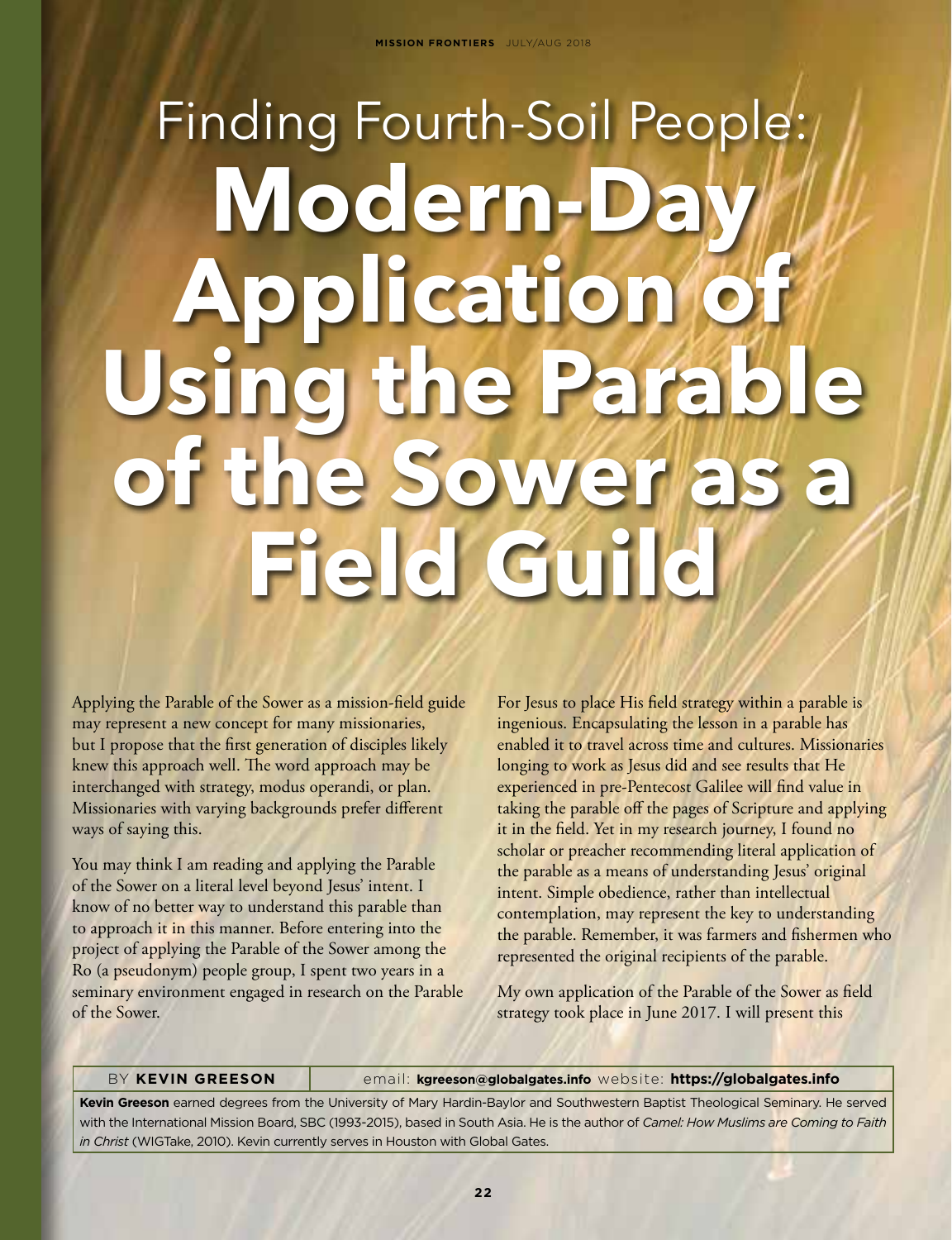# Finding Fourth-Soil People: **Modern-Day Application of Using the Parable of the Sower as a Field Guild**

Applying the Parable of the Sower as a mission-field guide may represent a new concept for many missionaries, but I propose that the first generation of disciples likely knew this approach well. The word approach may be interchanged with strategy, modus operandi, or plan. Missionaries with varying backgrounds prefer different ways of saying this.

You may think I am reading and applying the Parable of the Sower on a literal level beyond Jesus' intent. I know of no better way to understand this parable than to approach it in this manner. Before entering into the project of applying the Parable of the Sower among the Ro (a pseudonym) people group, I spent two years in a seminary environment engaged in research on the Parable of the Sower.

For Jesus to place His field strategy within a parable is ingenious. Encapsulating the lesson in a parable has enabled it to travel across time and cultures. Missionaries longing to work as Jesus did and see results that He experienced in pre-Pentecost Galilee will find value in taking the parable off the pages of Scripture and applying it in the field. Yet in my research journey, I found no scholar or preacher recommending literal application of the parable as a means of understanding Jesus' original intent. Simple obedience, rather than intellectual contemplation, may represent the key to understanding the parable. Remember, it was farmers and fishermen who represented the original recipients of the parable.

My own application of the Parable of the Sower as field strategy took place in June 2017. I will present this

BY **KEVIN GREESON** email: **kgreeson@globalgates.info** website: **https://globalgates.info**

**Kevin Greeson** earned degrees from the University of Mary Hardin-Baylor and Southwestern Baptist Theological Seminary. He served with the International Mission Board, SBC (1993-2015), based in South Asia. He is the author of *Camel: How Muslims are Coming to Faith in Christ* (WIGTake, 2010). Kevin currently serves in Houston with Global Gates.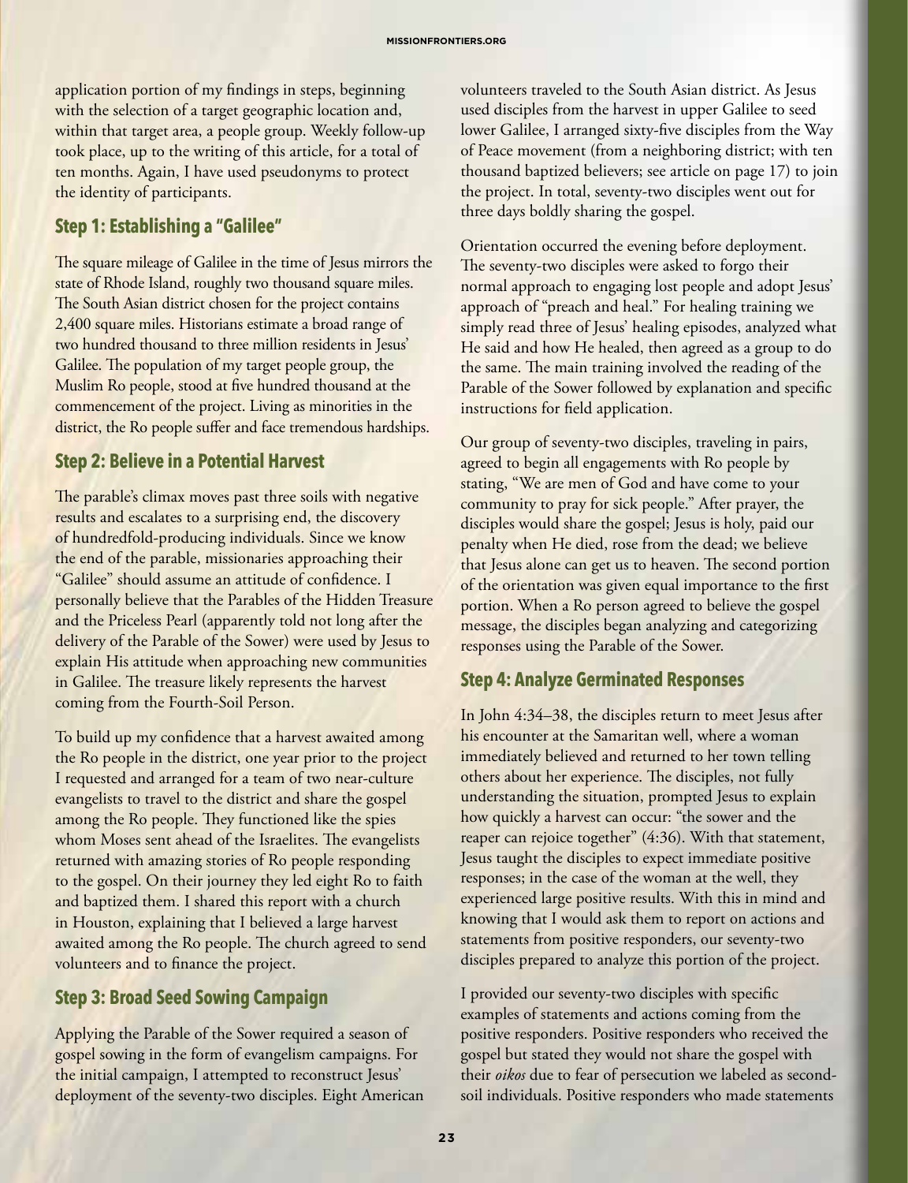application portion of my findings in steps, beginning with the selection of a target geographic location and, within that target area, a people group. Weekly follow-up took place, up to the writing of this article, for a total of ten months. Again, I have used pseudonyms to protect the identity of participants.

## Step 1: Establishing a "Galilee"

The square mileage of Galilee in the time of Jesus mirrors the state of Rhode Island, roughly two thousand square miles. The South Asian district chosen for the project contains 2,400 square miles. Historians estimate a broad range of two hundred thousand to three million residents in Jesus' Galilee. The population of my target people group, the Muslim Ro people, stood at five hundred thousand at the commencement of the project. Living as minorities in the district, the Ro people suffer and face tremendous hardships.

## Step 2: Believe in a Potential Harvest

The parable's climax moves past three soils with negative results and escalates to a surprising end, the discovery of hundredfold-producing individuals. Since we know the end of the parable, missionaries approaching their "Galilee" should assume an attitude of confidence. I personally believe that the Parables of the Hidden Treasure and the Priceless Pearl (apparently told not long after the delivery of the Parable of the Sower) were used by Jesus to explain His attitude when approaching new communities in Galilee. The treasure likely represents the harvest coming from the Fourth-Soil Person.

To build up my confidence that a harvest awaited among the Ro people in the district, one year prior to the project I requested and arranged for a team of two near-culture evangelists to travel to the district and share the gospel among the Ro people. They functioned like the spies whom Moses sent ahead of the Israelites. The evangelists returned with amazing stories of Ro people responding to the gospel. On their journey they led eight Ro to faith and baptized them. I shared this report with a church in Houston, explaining that I believed a large harvest awaited among the Ro people. The church agreed to send volunteers and to finance the project.

## Step 3: Broad Seed Sowing Campaign

Applying the Parable of the Sower required a season of gospel sowing in the form of evangelism campaigns. For the initial campaign, I attempted to reconstruct Jesus' deployment of the seventy-two disciples. Eight American volunteers traveled to the South Asian district. As Jesus used disciples from the harvest in upper Galilee to seed lower Galilee, I arranged sixty-five disciples from the Way of Peace movement (from a neighboring district; with ten thousand baptized believers; see article on page 17) to join the project. In total, seventy-two disciples went out for three days boldly sharing the gospel.

Orientation occurred the evening before deployment. The seventy-two disciples were asked to forgo their normal approach to engaging lost people and adopt Jesus' approach of "preach and heal." For healing training we simply read three of Jesus' healing episodes, analyzed what He said and how He healed, then agreed as a group to do the same. The main training involved the reading of the Parable of the Sower followed by explanation and specific instructions for field application.

Our group of seventy-two disciples, traveling in pairs, agreed to begin all engagements with Ro people by stating, "We are men of God and have come to your community to pray for sick people." After prayer, the disciples would share the gospel; Jesus is holy, paid our penalty when He died, rose from the dead; we believe that Jesus alone can get us to heaven. The second portion of the orientation was given equal importance to the first portion. When a Ro person agreed to believe the gospel message, the disciples began analyzing and categorizing responses using the Parable of the Sower.

## Step 4: Analyze Germinated Responses

In John 4:34–38, the disciples return to meet Jesus after his encounter at the Samaritan well, where a woman immediately believed and returned to her town telling others about her experience. The disciples, not fully understanding the situation, prompted Jesus to explain how quickly a harvest can occur: "the sower and the reaper can rejoice together" (4:36). With that statement, Jesus taught the disciples to expect immediate positive responses; in the case of the woman at the well, they experienced large positive results. With this in mind and knowing that I would ask them to report on actions and statements from positive responders, our seventy-two disciples prepared to analyze this portion of the project.

I provided our seventy-two disciples with specific examples of statements and actions coming from the positive responders. Positive responders who received the gospel but stated they would not share the gospel with their *oikos* due to fear of persecution we labeled as second-soil individuals. Positive responders who made statements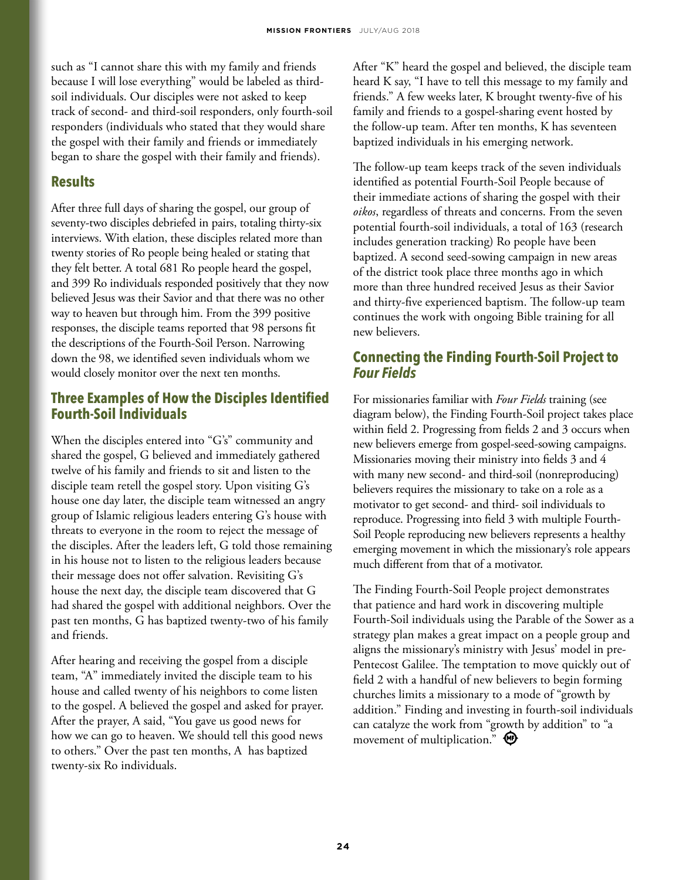such as "I cannot share this with my family and friends because I will lose everything" would be labeled as third-soil individuals. Our disciples were not asked to keep track of second- and third-soil responders, only fourth-soil responders (individuals who stated that they would share the gospel with their family and friends or immediately began to share the gospel with their family and friends).

## Results

After three full days of sharing the gospel, our group of seventy-two disciples debriefed in pairs, totaling thirty-six interviews. With elation, these disciples related more than twenty stories of Ro people being healed or stating that they felt better. A total 681 Ro people heard the gospel, and 399 Ro individuals responded positively that they now believed Jesus was their Savior and that there was no other way to heaven but through him. From the 399 positive responses, the disciple teams reported that 98 persons fit the descriptions of the Fourth-Soil Person. Narrowing down the 98, we identified seven individuals whom we would closely monitor over the next ten months.

## Three Examples of How the Disciples Identified Fourth-Soil Individuals

When the disciples entered into "G's" community and shared the gospel, G believed and immediately gathered twelve of his family and friends to sit and listen to the disciple team retell the gospel story. Upon visiting G's house one day later, the disciple team witnessed an angry group of Islamic religious leaders entering G's house with threats to everyone in the room to reject the message of the disciples. After the leaders left, G told those remaining in his house not to listen to the religious leaders because their message does not offer salvation. Revisiting G's house the next day, the disciple team discovered that G had shared the gospel with additional neighbors. Over the past ten months, G has baptized twenty-two of his family and friends.

After hearing and receiving the gospel from a disciple team, "A" immediately invited the disciple team to his house and called twenty of his neighbors to come listen to the gospel. A believed the gospel and asked for prayer. After the prayer, A said, "You gave us good news for how we can go to heaven. We should tell this good news to others." Over the past ten months, A has baptized twenty-six Ro individuals.

After "K" heard the gospel and believed, the disciple team heard K say, "I have to tell this message to my family and friends." A few weeks later, K brought twenty-five of his family and friends to a gospel-sharing event hosted by the follow-up team. After ten months, K has seventeen baptized individuals in his emerging network.

The follow-up team keeps track of the seven individuals identified as potential Fourth-Soil People because of their immediate actions of sharing the gospel with their *oikos*, regardless of threats and concerns. From the seven potential fourth-soil individuals, a total of 163 (research includes generation tracking) Ro people have been baptized. A second seed-sowing campaign in new areas of the district took place three months ago in which more than three hundred received Jesus as their Savior and thirty-five experienced baptism. The follow-up team continues the work with ongoing Bible training for all new believers.

## Connecting the Finding Fourth-Soil Project to *Four Fields*

For missionaries familiar with *Four Fields* training (see diagram below), the Finding Fourth-Soil project takes place within field 2. Progressing from fields 2 and 3 occurs when new believers emerge from gospel-seed-sowing campaigns. Missionaries moving their ministry into fields 3 and 4 with many new second- and third-soil (nonreproducing) believers requires the missionary to take on a role as a motivator to get second- and third- soil individuals to reproduce. Progressing into field 3 with multiple Fourth-Soil People reproducing new believers represents a healthy emerging movement in which the missionary's role appears much different from that of a motivator.

The Finding Fourth-Soil People project demonstrates that patience and hard work in discovering multiple Fourth-Soil individuals using the Parable of the Sower as a strategy plan makes a great impact on a people group and aligns the missionary's ministry with Jesus' model in pre-Pentecost Galilee. The temptation to move quickly out of field 2 with a handful of new believers to begin forming churches limits a missionary to a mode of "growth by addition." Finding and investing in fourth-soil individuals can catalyze the work from "growth by addition" to "a movement of multiplication."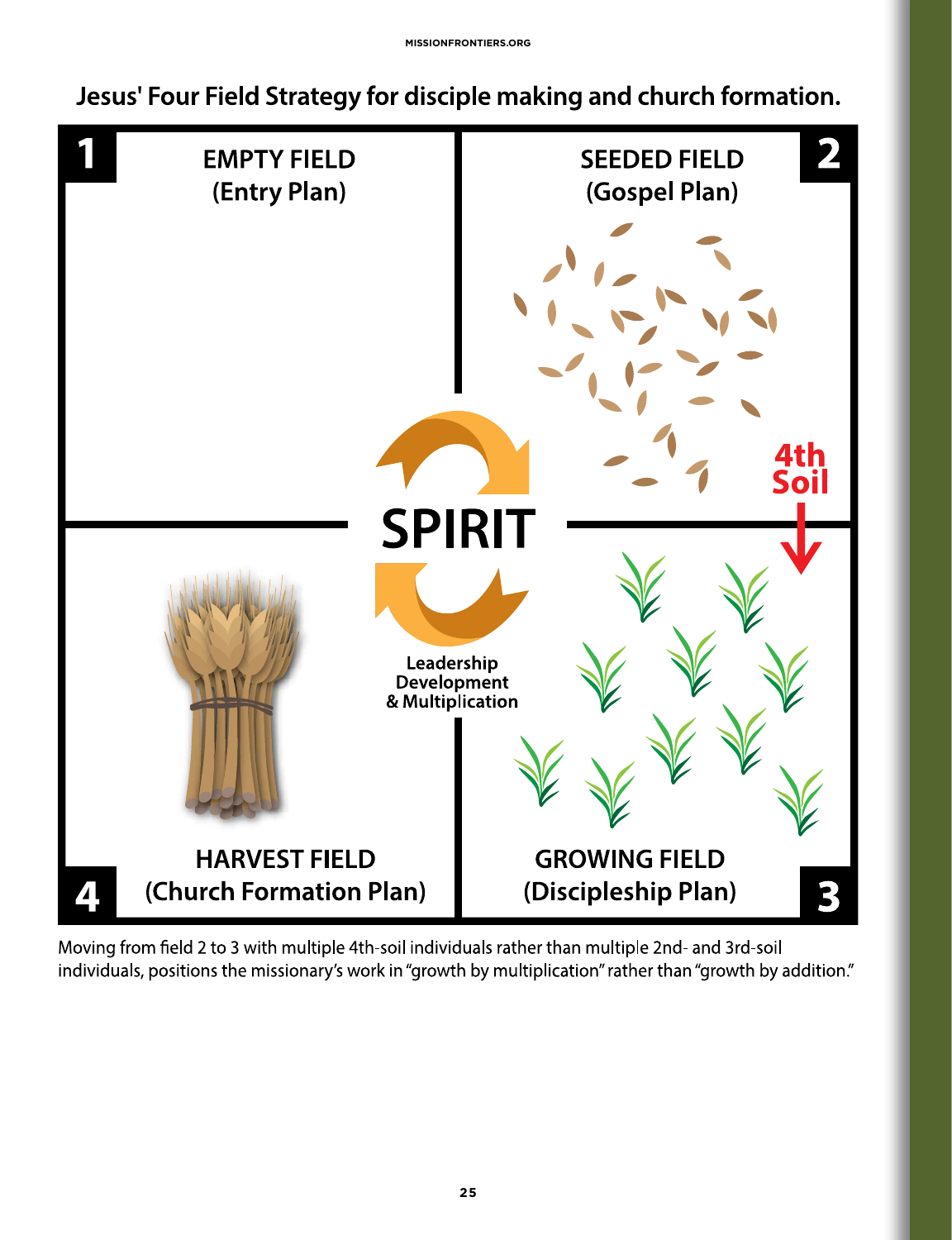**Jesus' Four Field Strategy for disciple making and church formation.**

1

EMPTY FIELD
(Entry Plan)

2

SEEDED FIELD
(Gospel Plan)

4th
Soil

SPIRIT

Leadership
Development
& Multiplication

3

GROWING FIELD
(Discipleship Plan)

4

HARVEST FIELD
(Church Formation Plan)

Moving from field 2 to 3 with multiple 4th-soil individuals rather than multiple 2nd- and 3rd-soil individuals, positions the missionary's work in "growth by multiplication" rather than "growth by addition."